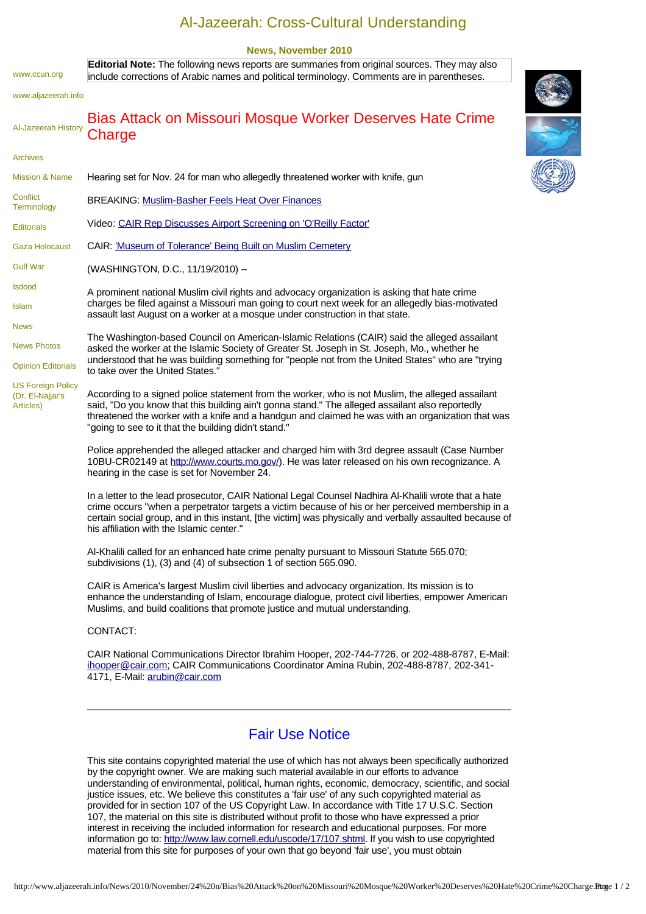# Al-Jazeerah: Cross-Cultural Understanding

**News, November 2010**

www.ccun.org

www.aljazeerah.info

Al-Jazeerah History

Archives

Mission & Name

Conflict Terminology

Editorials

Gaza Holocaust

Gulf War

Isdood

Islam

News

News Photos

Opinion Editorials

US Foreign Policy (Dr. El-Najjar's Articles)

**Editorial Note:** The following news reports are summaries from original sources. They may also include corrections of Arabic names and political terminology. Comments are in parentheses.

## Bias Attack on Missouri Mosque Worker Deserves Hate Crime Charge

Hearing set for Nov. 24 for man who allegedly threatened worker with knife, gun

BREAKING: Muslim-Basher Feels Heat Over Finances

Video: CAIR Rep Discusses Airport Screening on 'O'Reilly Factor'

CAIR: 'Museum of Tolerance' Being Built on Muslim Cemetery

(WASHINGTON, D.C., 11/19/2010) --

A prominent national Muslim civil rights and advocacy organization is asking that hate crime charges be filed against a Missouri man going to court next week for an allegedly bias-motivated assault last August on a worker at a mosque under construction in that state.

The Washington-based Council on American-Islamic Relations (CAIR) said the alleged assailant asked the worker at the Islamic Society of Greater St. Joseph in St. Joseph, Mo., whether he understood that he was building something for "people not from the United States" who are "trying to take over the United States."

According to a signed police statement from the worker, who is not Muslim, the alleged assailant said, "Do you know that this building ain't gonna stand." The alleged assailant also reportedly threatened the worker with a knife and a handgun and claimed he was with an organization that was "going to see to it that the building didn't stand."

Police apprehended the alleged attacker and charged him with 3rd degree assault (Case Number 10BU-CR02149 at http://www.courts.mo.gov/). He was later released on his own recognizance. A hearing in the case is set for November 24.

In a letter to the lead prosecutor, CAIR National Legal Counsel Nadhira Al-Khalili wrote that a hate crime occurs "when a perpetrator targets a victim because of his or her perceived membership in a certain social group, and in this instant, [the victim] was physically and verbally assaulted because of his affiliation with the Islamic center."

Al-Khalili called for an enhanced hate crime penalty pursuant to Missouri Statute 565.070; subdivisions (1), (3) and (4) of subsection 1 of section 565.090.

CAIR is America's largest Muslim civil liberties and advocacy organization. Its mission is to enhance the understanding of Islam, encourage dialogue, protect civil liberties, empower American Muslims, and build coalitions that promote justice and mutual understanding.

CONTACT:

CAIR National Communications Director Ibrahim Hooper, 202-744-7726, or 202-488-8787, E-Mail: ihooper@cair.com; CAIR Communications Coordinator Amina Rubin, 202-488-8787, 202-341-4171, E-Mail: arubin@cair.com

---

## Fair Use Notice

This site contains copyrighted material the use of which has not always been specifically authorized by the copyright owner. We are making such material available in our efforts to advance understanding of environmental, political, human rights, economic, democracy, scientific, and social justice issues, etc. We believe this constitutes a 'fair use' of any such copyrighted material as provided for in section 107 of the US Copyright Law. In accordance with Title 17 U.S.C. Section 107, the material on this site is distributed without profit to those who have expressed a prior interest in receiving the included information for research and educational purposes. For more information go to: http://www.law.cornell.edu/uscode/17/107.shtml. If you wish to use copyrighted material from this site for purposes of your own that go beyond 'fair use', you must obtain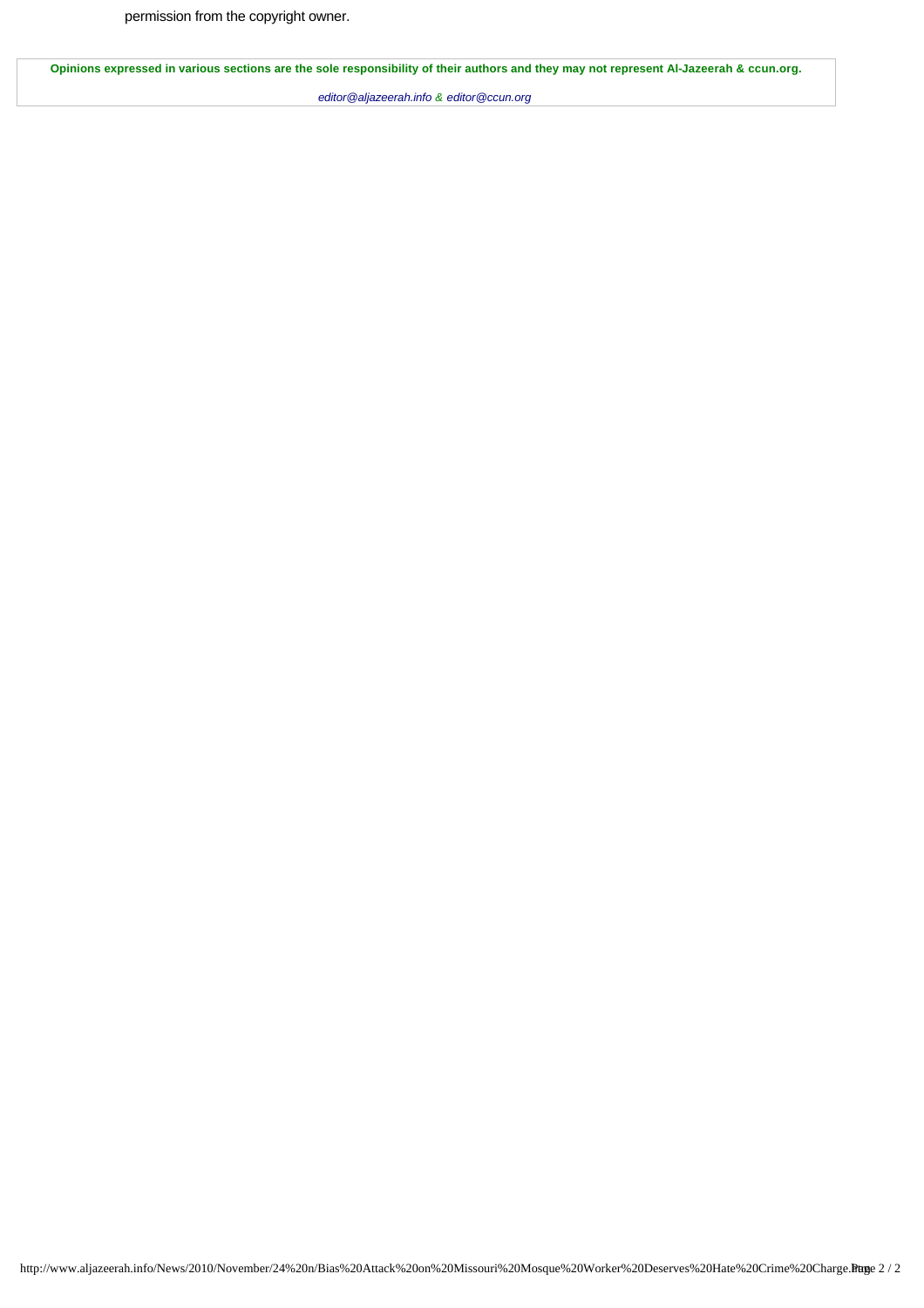permission from the copyright owner.

**Opinions expressed in various sections are the sole responsibility of their authors and they may not represent Al-Jazeerah & ccun.org.**

*editor@aljazeerah.info & editor@ccun.org*